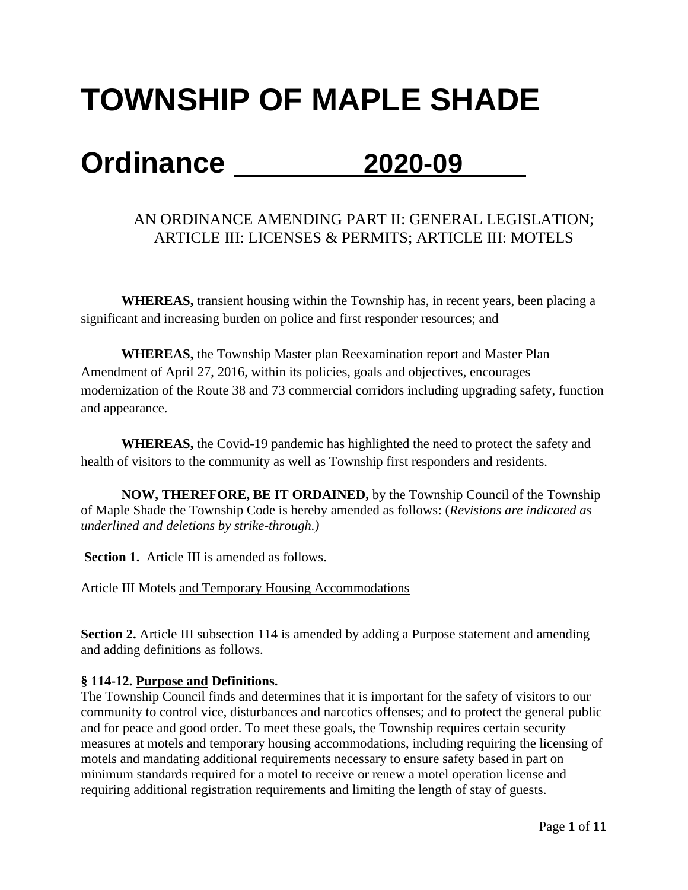# TOWNSHIP OF MAPLE SHADE

# Ordinance <u>2020-09</u>

AN ORDINANCE AMENDING PART II: GENERAL LEGISLATION; ARTICLE III: LICENSES & PERMITS; ARTICLE III: MOTELS

**WHEREAS,** transient housing within the Township has, in recent years, been placing a significant and increasing burden on police and first responder resources; and

**WHEREAS,** the Township Master plan Reexamination report and Master Plan Amendment of April 27, 2016, within its policies, goals and objectives, encourages modernization of the Route 38 and 73 commercial corridors including upgrading safety, function and appearance.

**WHEREAS,** the Covid-19 pandemic has highlighted the need to protect the safety and health of visitors to the community as well as Township first responders and residents.

**NOW, THEREFORE, BE IT ORDAINED,** by the Township Council of the Township of Maple Shade the Township Code is hereby amended as follows: (*Revisions are indicated as <u>underlined</u> and deletions by strike-through.)*

**Section 1.** Article III is amended as follows.

Article III Motels <u>and Temporary Housing Accommodations</u>

**Section 2.** Article III subsection 114 is amended by adding a Purpose statement and amending and adding definitions as follows.

**§ 114-12. <u>Purpose and</u> Definitions.**

The Township Council finds and determines that it is important for the safety of visitors to our community to control vice, disturbances and narcotics offenses; and to protect the general public and for peace and good order. To meet these goals, the Township requires certain security measures at motels and temporary housing accommodations, including requiring the licensing of motels and mandating additional requirements necessary to ensure safety based in part on minimum standards required for a motel to receive or renew a motel operation license and requiring additional registration requirements and limiting the length of stay of guests.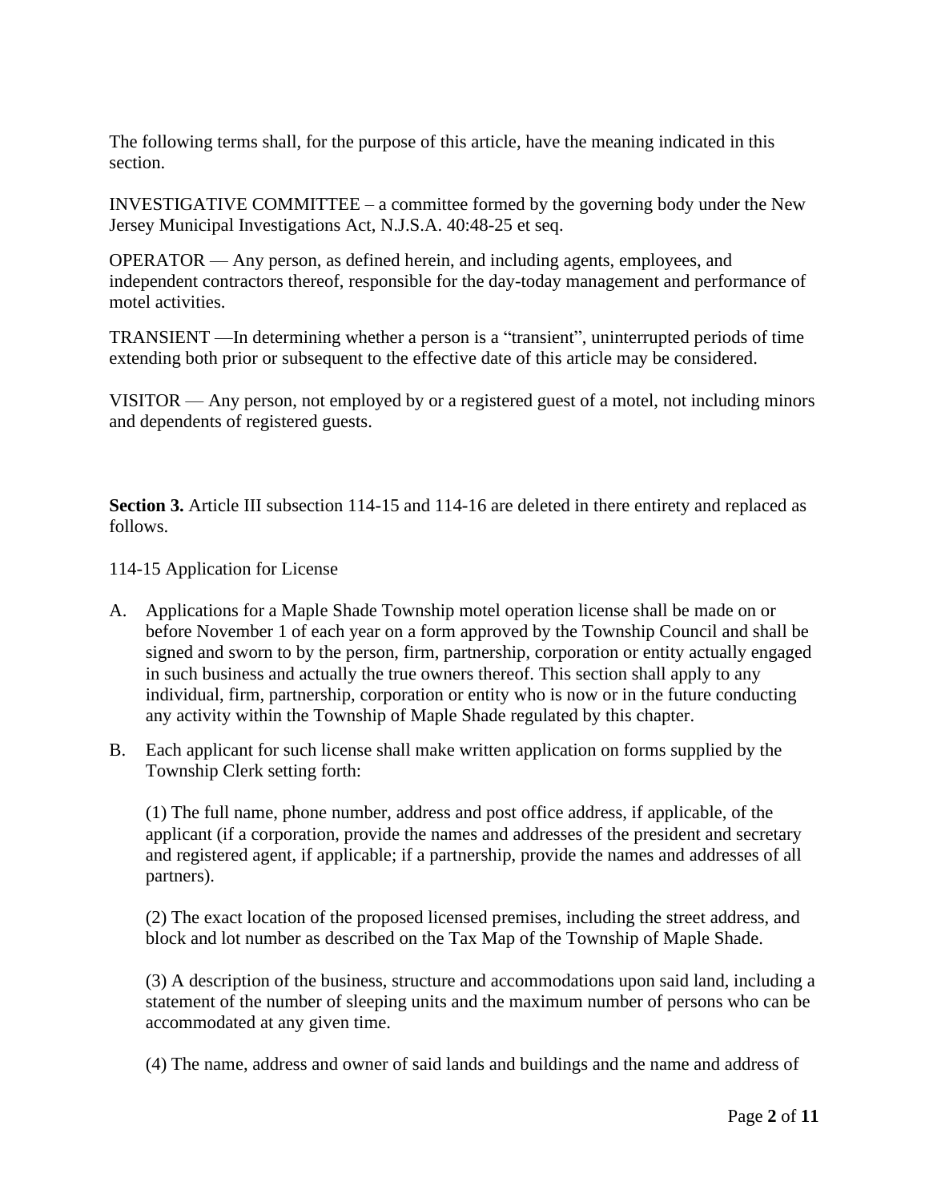The following terms shall, for the purpose of this article, have the meaning indicated in this section.

INVESTIGATIVE COMMITTEE – a committee formed by the governing body under the New Jersey Municipal Investigations Act, N.J.S.A. 40:48-25 et seq.

OPERATOR — Any person, as defined herein, and including agents, employees, and independent contractors thereof, responsible for the day-today management and performance of motel activities.

TRANSIENT —In determining whether a person is a "transient", uninterrupted periods of time extending both prior or subsequent to the effective date of this article may be considered.

VISITOR — Any person, not employed by or a registered guest of a motel, not including minors and dependents of registered guests.

**Section 3.** Article III subsection 114-15 and 114-16 are deleted in there entirety and replaced as follows.

114-15 Application for License

A. Applications for a Maple Shade Township motel operation license shall be made on or before November 1 of each year on a form approved by the Township Council and shall be signed and sworn to by the person, firm, partnership, corporation or entity actually engaged in such business and actually the true owners thereof. This section shall apply to any individual, firm, partnership, corporation or entity who is now or in the future conducting any activity within the Township of Maple Shade regulated by this chapter.

B. Each applicant for such license shall make written application on forms supplied by the Township Clerk setting forth:

   (1) The full name, phone number, address and post office address, if applicable, of the applicant (if a corporation, provide the names and addresses of the president and secretary and registered agent, if applicable; if a partnership, provide the names and addresses of all partners).

   (2) The exact location of the proposed licensed premises, including the street address, and block and lot number as described on the Tax Map of the Township of Maple Shade.

   (3) A description of the business, structure and accommodations upon said land, including a statement of the number of sleeping units and the maximum number of persons who can be accommodated at any given time.

   (4) The name, address and owner of said lands and buildings and the name and address of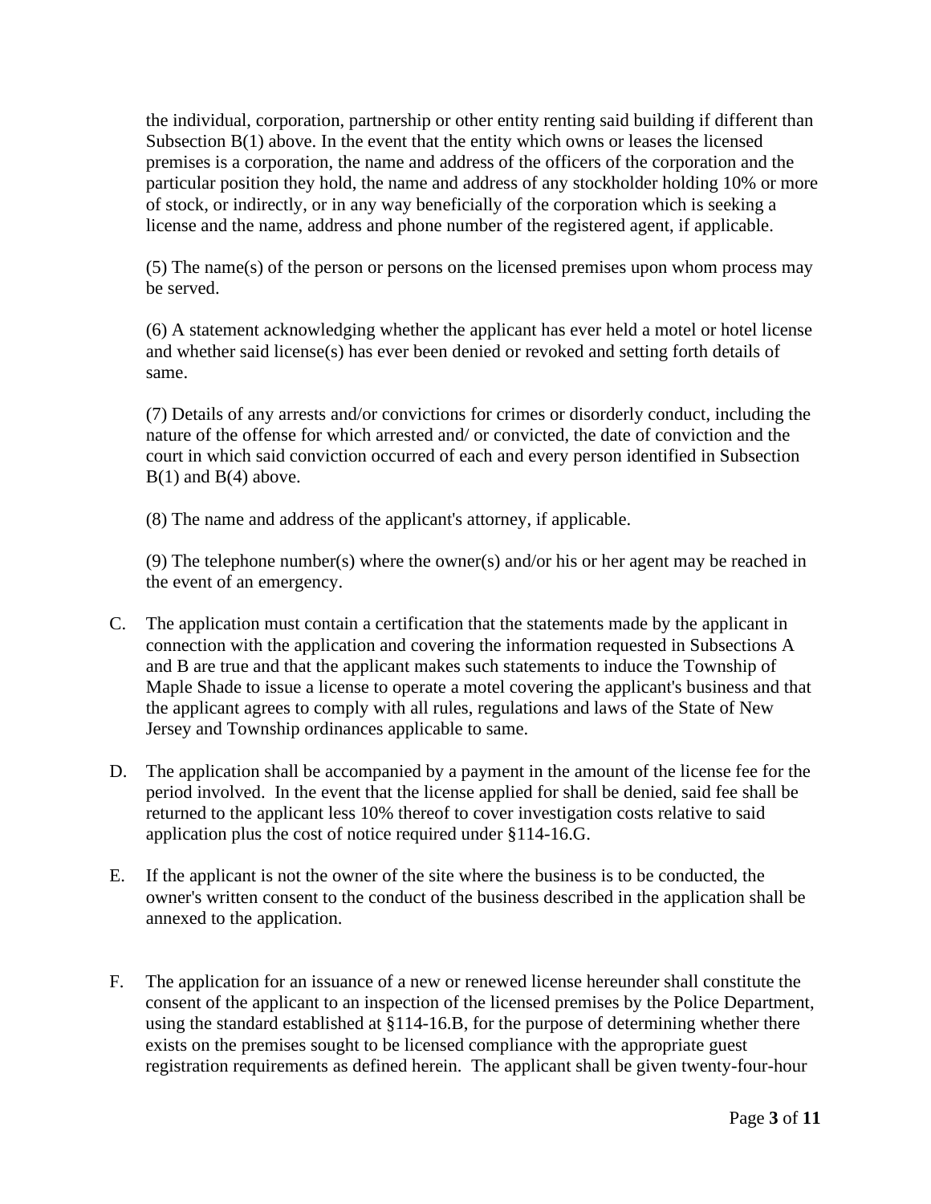the individual, corporation, partnership or other entity renting said building if different than Subsection B(1) above. In the event that the entity which owns or leases the licensed premises is a corporation, the name and address of the officers of the corporation and the particular position they hold, the name and address of any stockholder holding 10% or more of stock, or indirectly, or in any way beneficially of the corporation which is seeking a license and the name, address and phone number of the registered agent, if applicable.

(5) The name(s) of the person or persons on the licensed premises upon whom process may be served.

(6) A statement acknowledging whether the applicant has ever held a motel or hotel license and whether said license(s) has ever been denied or revoked and setting forth details of same.

(7) Details of any arrests and/or convictions for crimes or disorderly conduct, including the nature of the offense for which arrested and/ or convicted, the date of conviction and the court in which said conviction occurred of each and every person identified in Subsection B(1) and B(4) above.

(8) The name and address of the applicant's attorney, if applicable.

(9) The telephone number(s) where the owner(s) and/or his or her agent may be reached in the event of an emergency.

C. The application must contain a certification that the statements made by the applicant in connection with the application and covering the information requested in Subsections A and B are true and that the applicant makes such statements to induce the Township of Maple Shade to issue a license to operate a motel covering the applicant's business and that the applicant agrees to comply with all rules, regulations and laws of the State of New Jersey and Township ordinances applicable to same.

D. The application shall be accompanied by a payment in the amount of the license fee for the period involved. In the event that the license applied for shall be denied, said fee shall be returned to the applicant less 10% thereof to cover investigation costs relative to said application plus the cost of notice required under §114-16.G.

E. If the applicant is not the owner of the site where the business is to be conducted, the owner's written consent to the conduct of the business described in the application shall be annexed to the application.

F. The application for an issuance of a new or renewed license hereunder shall constitute the consent of the applicant to an inspection of the licensed premises by the Police Department, using the standard established at §114-16.B, for the purpose of determining whether there exists on the premises sought to be licensed compliance with the appropriate guest registration requirements as defined herein. The applicant shall be given twenty-four-hour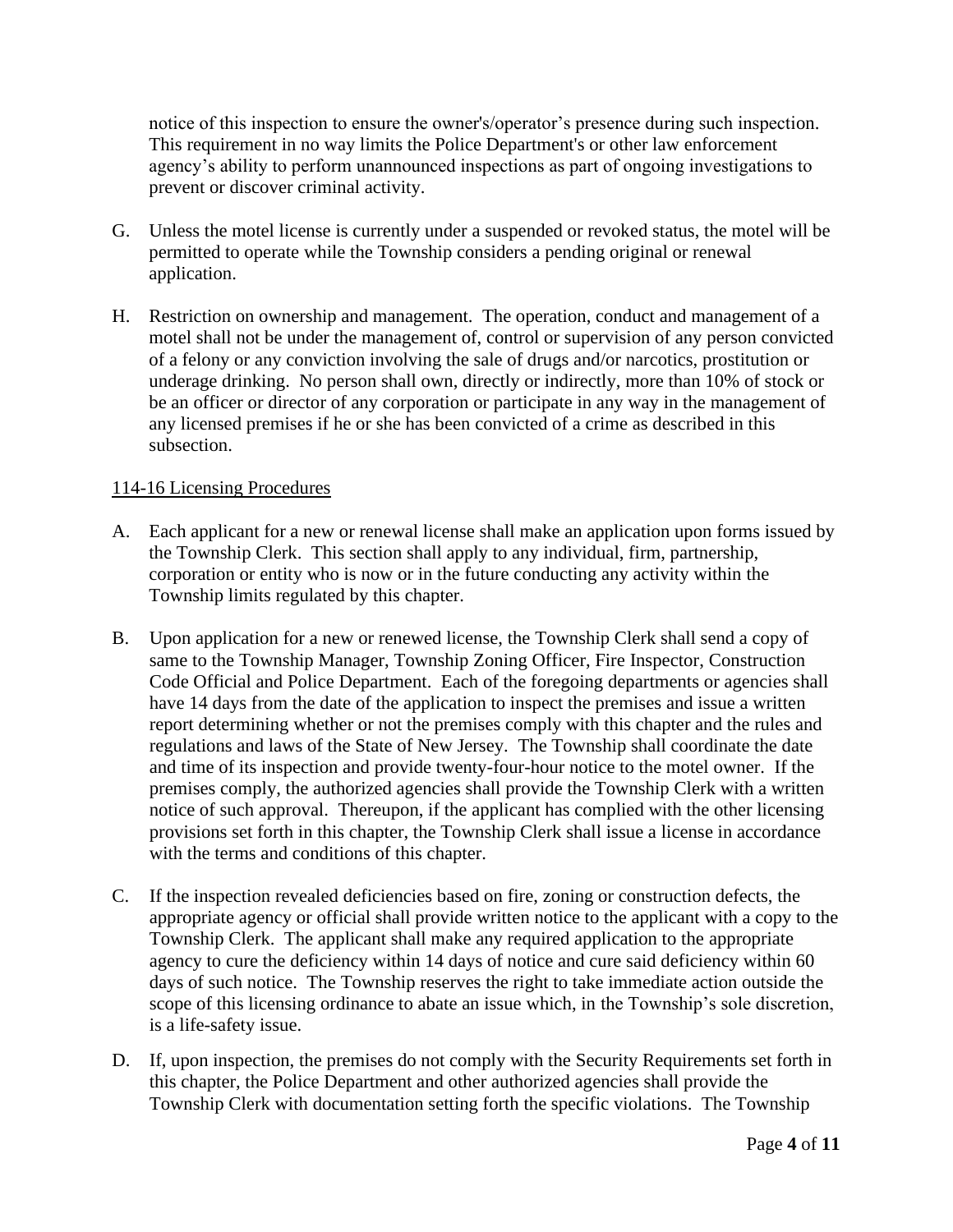notice of this inspection to ensure the owner's/operator's presence during such inspection. This requirement in no way limits the Police Department's or other law enforcement agency's ability to perform unannounced inspections as part of ongoing investigations to prevent or discover criminal activity.

G. Unless the motel license is currently under a suspended or revoked status, the motel will be permitted to operate while the Township considers a pending original or renewal application.

H. Restriction on ownership and management. The operation, conduct and management of a motel shall not be under the management of, control or supervision of any person convicted of a felony or any conviction involving the sale of drugs and/or narcotics, prostitution or underage drinking. No person shall own, directly or indirectly, more than 10% of stock or be an officer or director of any corporation or participate in any way in the management of any licensed premises if he or she has been convicted of a crime as described in this subsection.

## 114-16 Licensing Procedures

A. Each applicant for a new or renewal license shall make an application upon forms issued by the Township Clerk. This section shall apply to any individual, firm, partnership, corporation or entity who is now or in the future conducting any activity within the Township limits regulated by this chapter.

B. Upon application for a new or renewed license, the Township Clerk shall send a copy of same to the Township Manager, Township Zoning Officer, Fire Inspector, Construction Code Official and Police Department. Each of the foregoing departments or agencies shall have 14 days from the date of the application to inspect the premises and issue a written report determining whether or not the premises comply with this chapter and the rules and regulations and laws of the State of New Jersey. The Township shall coordinate the date and time of its inspection and provide twenty-four-hour notice to the motel owner. If the premises comply, the authorized agencies shall provide the Township Clerk with a written notice of such approval. Thereupon, if the applicant has complied with the other licensing provisions set forth in this chapter, the Township Clerk shall issue a license in accordance with the terms and conditions of this chapter.

C. If the inspection revealed deficiencies based on fire, zoning or construction defects, the appropriate agency or official shall provide written notice to the applicant with a copy to the Township Clerk. The applicant shall make any required application to the appropriate agency to cure the deficiency within 14 days of notice and cure said deficiency within 60 days of such notice. The Township reserves the right to take immediate action outside the scope of this licensing ordinance to abate an issue which, in the Township's sole discretion, is a life-safety issue.

D. If, upon inspection, the premises do not comply with the Security Requirements set forth in this chapter, the Police Department and other authorized agencies shall provide the Township Clerk with documentation setting forth the specific violations. The Township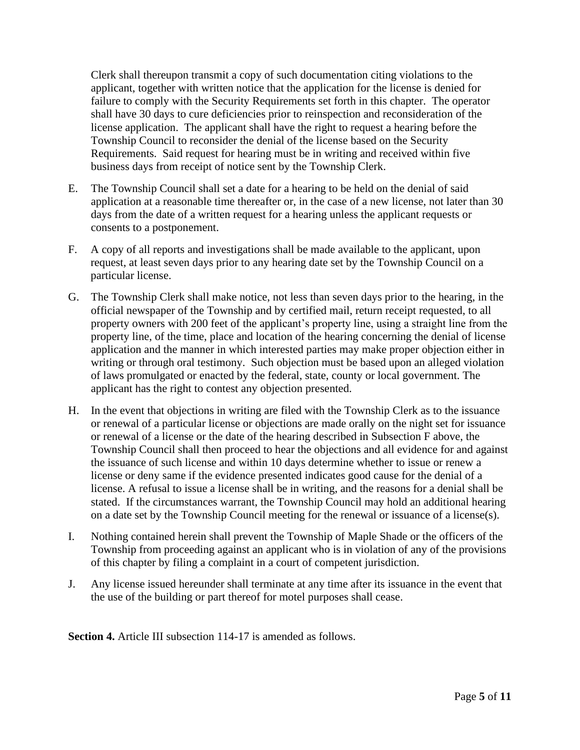Clerk shall thereupon transmit a copy of such documentation citing violations to the applicant, together with written notice that the application for the license is denied for failure to comply with the Security Requirements set forth in this chapter. The operator shall have 30 days to cure deficiencies prior to reinspection and reconsideration of the license application. The applicant shall have the right to request a hearing before the Township Council to reconsider the denial of the license based on the Security Requirements. Said request for hearing must be in writing and received within five business days from receipt of notice sent by the Township Clerk.

E. The Township Council shall set a date for a hearing to be held on the denial of said application at a reasonable time thereafter or, in the case of a new license, not later than 30 days from the date of a written request for a hearing unless the applicant requests or consents to a postponement.

F. A copy of all reports and investigations shall be made available to the applicant, upon request, at least seven days prior to any hearing date set by the Township Council on a particular license.

G. The Township Clerk shall make notice, not less than seven days prior to the hearing, in the official newspaper of the Township and by certified mail, return receipt requested, to all property owners with 200 feet of the applicant's property line, using a straight line from the property line, of the time, place and location of the hearing concerning the denial of license application and the manner in which interested parties may make proper objection either in writing or through oral testimony. Such objection must be based upon an alleged violation of laws promulgated or enacted by the federal, state, county or local government. The applicant has the right to contest any objection presented.

H. In the event that objections in writing are filed with the Township Clerk as to the issuance or renewal of a particular license or objections are made orally on the night set for issuance or renewal of a license or the date of the hearing described in Subsection F above, the Township Council shall then proceed to hear the objections and all evidence for and against the issuance of such license and within 10 days determine whether to issue or renew a license or deny same if the evidence presented indicates good cause for the denial of a license. A refusal to issue a license shall be in writing, and the reasons for a denial shall be stated. If the circumstances warrant, the Township Council may hold an additional hearing on a date set by the Township Council meeting for the renewal or issuance of a license(s).

I. Nothing contained herein shall prevent the Township of Maple Shade or the officers of the Township from proceeding against an applicant who is in violation of any of the provisions of this chapter by filing a complaint in a court of competent jurisdiction.

J. Any license issued hereunder shall terminate at any time after its issuance in the event that the use of the building or part thereof for motel purposes shall cease.

**Section 4.** Article III subsection 114-17 is amended as follows.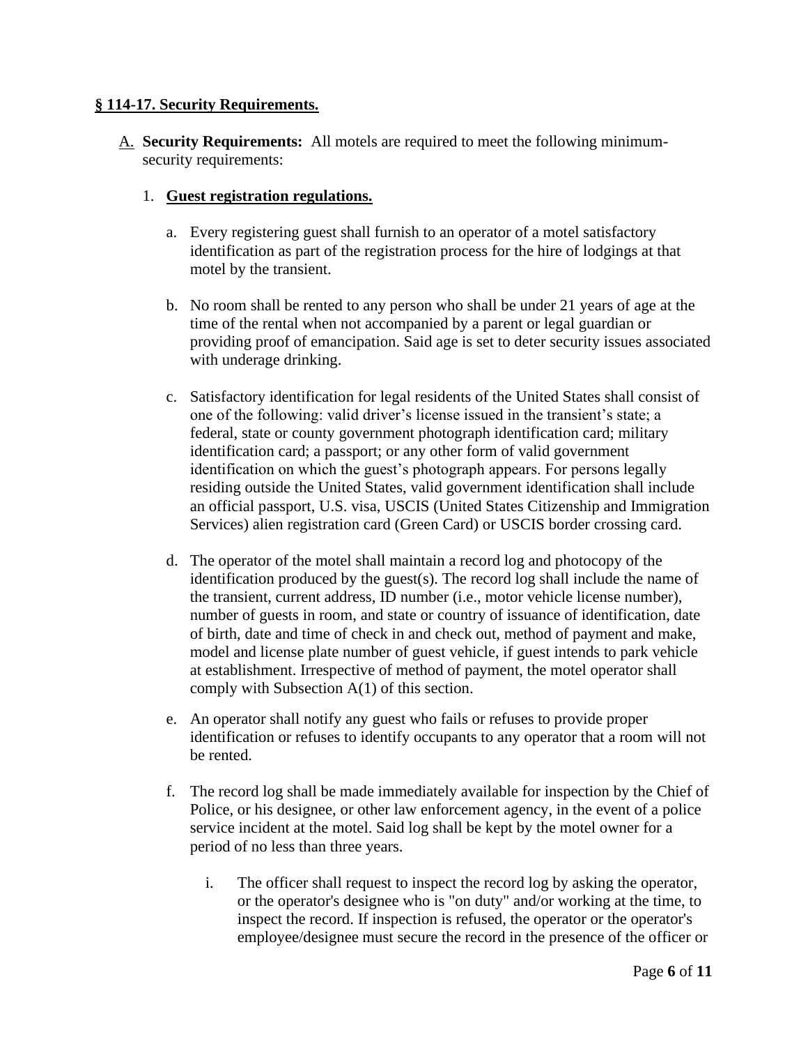## **§ 114-17. Security Requirements.**

A. **Security Requirements:** All motels are required to meet the following minimum-security requirements:

1. **Guest registration regulations.**

   a. Every registering guest shall furnish to an operator of a motel satisfactory identification as part of the registration process for the hire of lodgings at that motel by the transient.

   b. No room shall be rented to any person who shall be under 21 years of age at the time of the rental when not accompanied by a parent or legal guardian or providing proof of emancipation. Said age is set to deter security issues associated with underage drinking.

   c. Satisfactory identification for legal residents of the United States shall consist of one of the following: valid driver's license issued in the transient's state; a federal, state or county government photograph identification card; military identification card; a passport; or any other form of valid government identification on which the guest's photograph appears. For persons legally residing outside the United States, valid government identification shall include an official passport, U.S. visa, USCIS (United States Citizenship and Immigration Services) alien registration card (Green Card) or USCIS border crossing card.

   d. The operator of the motel shall maintain a record log and photocopy of the identification produced by the guest(s). The record log shall include the name of the transient, current address, ID number (i.e., motor vehicle license number), number of guests in room, and state or country of issuance of identification, date of birth, date and time of check in and check out, method of payment and make, model and license plate number of guest vehicle, if guest intends to park vehicle at establishment. Irrespective of method of payment, the motel operator shall comply with Subsection A(1) of this section.

   e. An operator shall notify any guest who fails or refuses to provide proper identification or refuses to identify occupants to any operator that a room will not be rented.

   f. The record log shall be made immediately available for inspection by the Chief of Police, or his designee, or other law enforcement agency, in the event of a police service incident at the motel. Said log shall be kept by the motel owner for a period of no less than three years.

      i. The officer shall request to inspect the record log by asking the operator, or the operator's designee who is "on duty" and/or working at the time, to inspect the record. If inspection is refused, the operator or the operator's employee/designee must secure the record in the presence of the officer or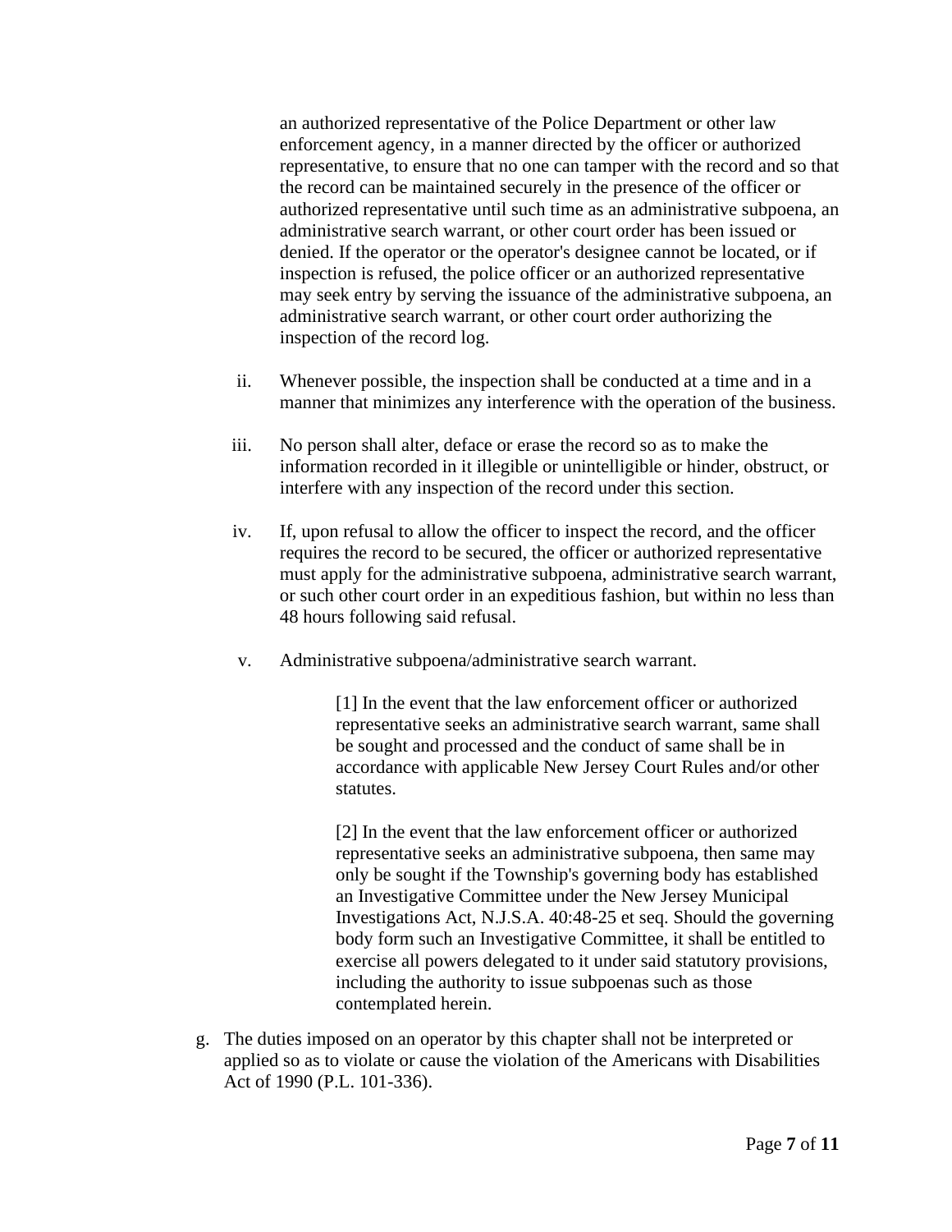an authorized representative of the Police Department or other law enforcement agency, in a manner directed by the officer or authorized representative, to ensure that no one can tamper with the record and so that the record can be maintained securely in the presence of the officer or authorized representative until such time as an administrative subpoena, an administrative search warrant, or other court order has been issued or denied. If the operator or the operator's designee cannot be located, or if inspection is refused, the police officer or an authorized representative may seek entry by serving the issuance of the administrative subpoena, an administrative search warrant, or other court order authorizing the inspection of the record log.

ii. Whenever possible, the inspection shall be conducted at a time and in a manner that minimizes any interference with the operation of the business.

iii. No person shall alter, deface or erase the record so as to make the information recorded in it illegible or unintelligible or hinder, obstruct, or interfere with any inspection of the record under this section.

iv. If, upon refusal to allow the officer to inspect the record, and the officer requires the record to be secured, the officer or authorized representative must apply for the administrative subpoena, administrative search warrant, or such other court order in an expeditious fashion, but within no less than 48 hours following said refusal.

v. Administrative subpoena/administrative search warrant.

   [1] In the event that the law enforcement officer or authorized representative seeks an administrative search warrant, same shall be sought and processed and the conduct of same shall be in accordance with applicable New Jersey Court Rules and/or other statutes.

   [2] In the event that the law enforcement officer or authorized representative seeks an administrative subpoena, then same may only be sought if the Township's governing body has established an Investigative Committee under the New Jersey Municipal Investigations Act, N.J.S.A. 40:48-25 et seq. Should the governing body form such an Investigative Committee, it shall be entitled to exercise all powers delegated to it under said statutory provisions, including the authority to issue subpoenas such as those contemplated herein.

g. The duties imposed on an operator by this chapter shall not be interpreted or applied so as to violate or cause the violation of the Americans with Disabilities Act of 1990 (P.L. 101-336).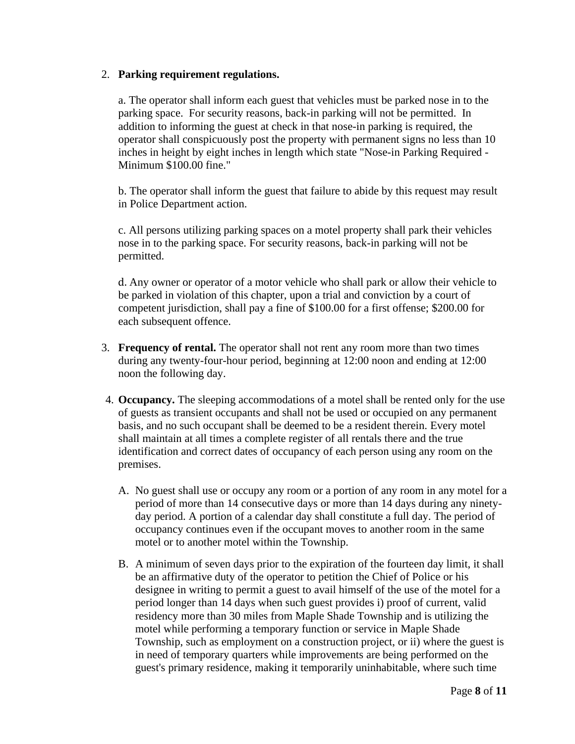2. **Parking requirement regulations.**

   a. The operator shall inform each guest that vehicles must be parked nose in to the parking space. For security reasons, back-in parking will not be permitted. In addition to informing the guest at check in that nose-in parking is required, the operator shall conspicuously post the property with permanent signs no less than 10 inches in height by eight inches in length which state "Nose-in Parking Required - Minimum $100.00 fine."

   b. The operator shall inform the guest that failure to abide by this request may result in Police Department action.

   c. All persons utilizing parking spaces on a motel property shall park their vehicles nose in to the parking space. For security reasons, back-in parking will not be permitted.

   d. Any owner or operator of a motor vehicle who shall park or allow their vehicle to be parked in violation of this chapter, upon a trial and conviction by a court of competent jurisdiction, shall pay a fine of $100.00 for a first offense; $200.00 for each subsequent offence.

3. **Frequency of rental.** The operator shall not rent any room more than two times during any twenty-four-hour period, beginning at 12:00 noon and ending at 12:00 noon the following day.

4. **Occupancy.** The sleeping accommodations of a motel shall be rented only for the use of guests as transient occupants and shall not be used or occupied on any permanent basis, and no such occupant shall be deemed to be a resident therein. Every motel shall maintain at all times a complete register of all rentals there and the true identification and correct dates of occupancy of each person using any room on the premises.

   A. No guest shall use or occupy any room or a portion of any room in any motel for a period of more than 14 consecutive days or more than 14 days during any ninety-day period. A portion of a calendar day shall constitute a full day. The period of occupancy continues even if the occupant moves to another room in the same motel or to another motel within the Township.

   B. A minimum of seven days prior to the expiration of the fourteen day limit, it shall be an affirmative duty of the operator to petition the Chief of Police or his designee in writing to permit a guest to avail himself of the use of the motel for a period longer than 14 days when such guest provides i) proof of current, valid residency more than 30 miles from Maple Shade Township and is utilizing the motel while performing a temporary function or service in Maple Shade Township, such as employment on a construction project, or ii) where the guest is in need of temporary quarters while improvements are being performed on the guest's primary residence, making it temporarily uninhabitable, where such time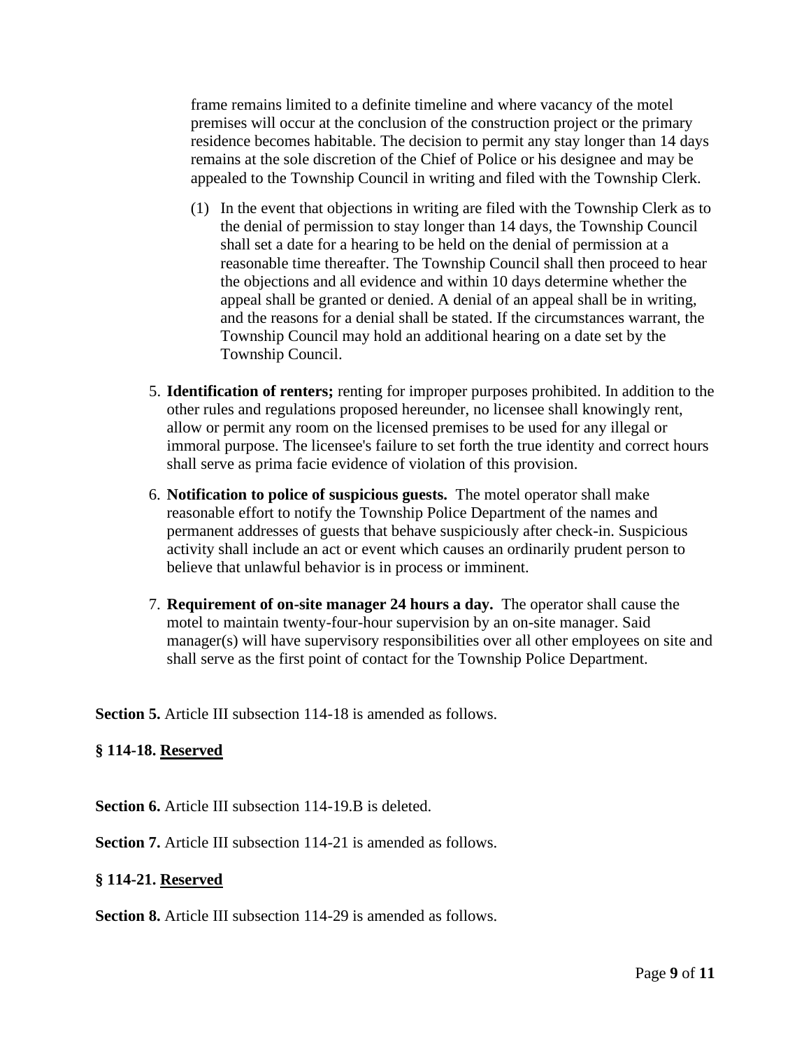frame remains limited to a definite timeline and where vacancy of the motel premises will occur at the conclusion of the construction project or the primary residence becomes habitable. The decision to permit any stay longer than 14 days remains at the sole discretion of the Chief of Police or his designee and may be appealed to the Township Council in writing and filed with the Township Clerk.

(1) In the event that objections in writing are filed with the Township Clerk as to the denial of permission to stay longer than 14 days, the Township Council shall set a date for a hearing to be held on the denial of permission at a reasonable time thereafter. The Township Council shall then proceed to hear the objections and all evidence and within 10 days determine whether the appeal shall be granted or denied. A denial of an appeal shall be in writing, and the reasons for a denial shall be stated. If the circumstances warrant, the Township Council may hold an additional hearing on a date set by the Township Council.

5. **Identification of renters;** renting for improper purposes prohibited. In addition to the other rules and regulations proposed hereunder, no licensee shall knowingly rent, allow or permit any room on the licensed premises to be used for any illegal or immoral purpose. The licensee's failure to set forth the true identity and correct hours shall serve as prima facie evidence of violation of this provision.

6. **Notification to police of suspicious guests.** The motel operator shall make reasonable effort to notify the Township Police Department of the names and permanent addresses of guests that behave suspiciously after check-in. Suspicious activity shall include an act or event which causes an ordinarily prudent person to believe that unlawful behavior is in process or imminent.

7. **Requirement of on-site manager 24 hours a day.** The operator shall cause the motel to maintain twenty-four-hour supervision by an on-site manager. Said manager(s) will have supervisory responsibilities over all other employees on site and shall serve as the first point of contact for the Township Police Department.

**Section 5.** Article III subsection 114-18 is amended as follows.

**§ 114-18. <u>Reserved</u>**

**Section 6.** Article III subsection 114-19.B is deleted.

**Section 7.** Article III subsection 114-21 is amended as follows.

**§ 114-21. <u>Reserved</u>**

**Section 8.** Article III subsection 114-29 is amended as follows.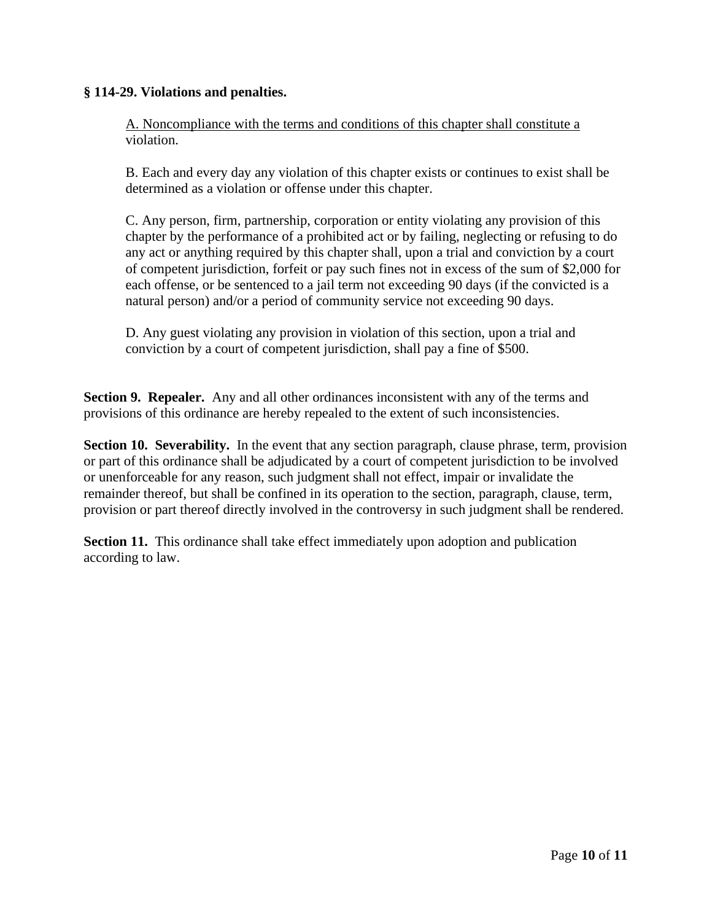**§ 114-29. Violations and penalties.**

A. Noncompliance with the terms and conditions of this chapter shall constitute a violation.

B. Each and every day any violation of this chapter exists or continues to exist shall be determined as a violation or offense under this chapter.

C. Any person, firm, partnership, corporation or entity violating any provision of this chapter by the performance of a prohibited act or by failing, neglecting or refusing to do any act or anything required by this chapter shall, upon a trial and conviction by a court of competent jurisdiction, forfeit or pay such fines not in excess of the sum of $2,000 for each offense, or be sentenced to a jail term not exceeding 90 days (if the convicted is a natural person) and/or a period of community service not exceeding 90 days.

D. Any guest violating any provision in violation of this section, upon a trial and conviction by a court of competent jurisdiction, shall pay a fine of $500.

**Section 9. Repealer.** Any and all other ordinances inconsistent with any of the terms and provisions of this ordinance are hereby repealed to the extent of such inconsistencies.

**Section 10. Severability.** In the event that any section paragraph, clause phrase, term, provision or part of this ordinance shall be adjudicated by a court of competent jurisdiction to be involved or unenforceable for any reason, such judgment shall not effect, impair or invalidate the remainder thereof, but shall be confined in its operation to the section, paragraph, clause, term, provision or part thereof directly involved in the controversy in such judgment shall be rendered.

**Section 11.** This ordinance shall take effect immediately upon adoption and publication according to law.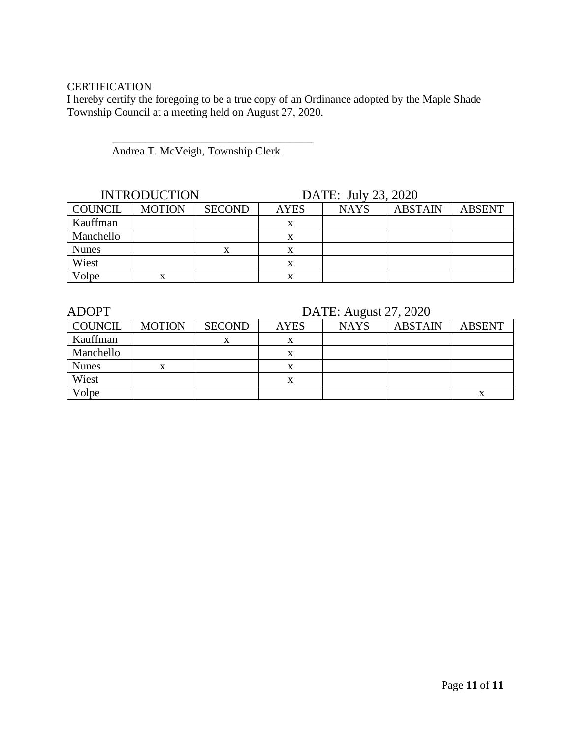CERTIFICATION

I hereby certify the foregoing to be a true copy of an Ordinance adopted by the Maple Shade Township Council at a meeting held on August 27, 2020.

\_\_\_\_\_\_\_\_\_\_\_\_\_\_\_\_\_\_\_\_\_\_\_\_\_\_\_\_\_\_\_\_\_\_\_\_

Andrea T. McVeigh, Township Clerk

INTRODUCTION DATE: July 23, 2020

| COUNCIL | MOTION | SECOND | AYES | NAYS | ABSTAIN | ABSENT |
|---|---|---|---|---|---|---|
| Kauffman | | | x | | | |
| Manchello | | | x | | | |
| Nunes | | x | x | | | |
| Wiest | | | x | | | |
| Volpe | x | | x | | | |

ADOPT DATE: August 27, 2020

| COUNCIL | MOTION | SECOND | AYES | NAYS | ABSTAIN | ABSENT |
|---|---|---|---|---|---|---|
| Kauffman | | x | x | | | |
| Manchello | | | x | | | |
| Nunes | x | | x | | | |
| Wiest | | | x | | | |
| Volpe | | | | | | x |